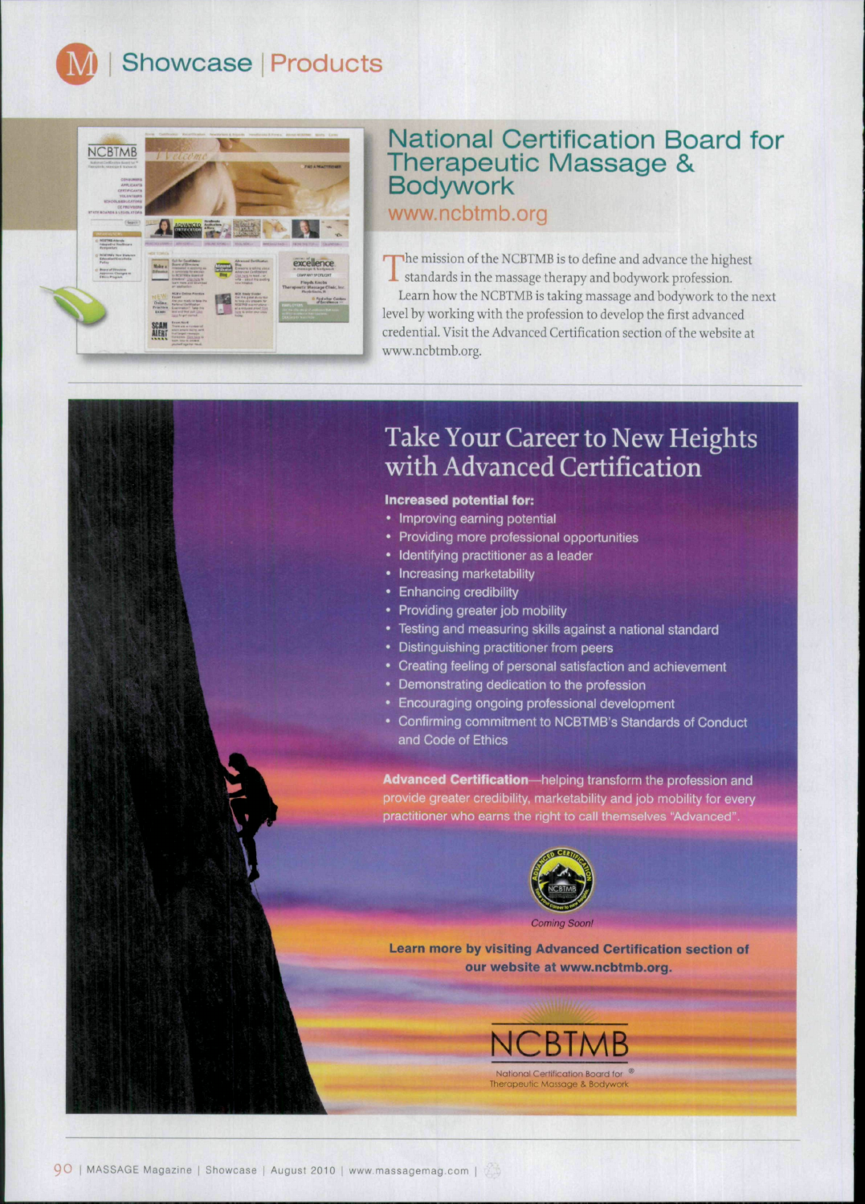# Showcase | Products

## National Certification Board for Therapeutic Massage & Bodywork

www.ncbtmb.org

The mission of the NCBTMB is to define and advance the highest standards in the massage therapy and bodywork profession.

Learn how the NCBTMB is taking massage and bodywork to the next level by working with the profession to develop the first advanced credential. Visit the Advanced Certification section of the website at www.ncbtmb.org.

## Take Your Career to New Heights with Advanced Certification

**Increased potential for:**

- Improving earning potential
- Providing more professional opportunities
- Identifying practitioner as a leader
- Increasing marketability
- Enhancing credibility
- Providing greater job mobility
- Testing and measuring skills against a national standard
- Distinguishing practitioner from peers
- Creating feeling of personal satisfaction and achievement
- Demonstrating dedication to the profession
- Encouraging ongoing professional development
- Confirming commitment to NCBTMB's Standards of Conduct and Code of Ethics

**Advanced Certification**—helping transform the profession and provide greater credibility, marketability and job mobility for every practitioner who earns the right to call themselves "Advanced".

*Coming Soon!*

**Learn more by visiting Advanced Certification section of our website at www.ncbtmb.org.**

NCBTMB

National Certification Board for Therapeutic Massage & Bodywork ®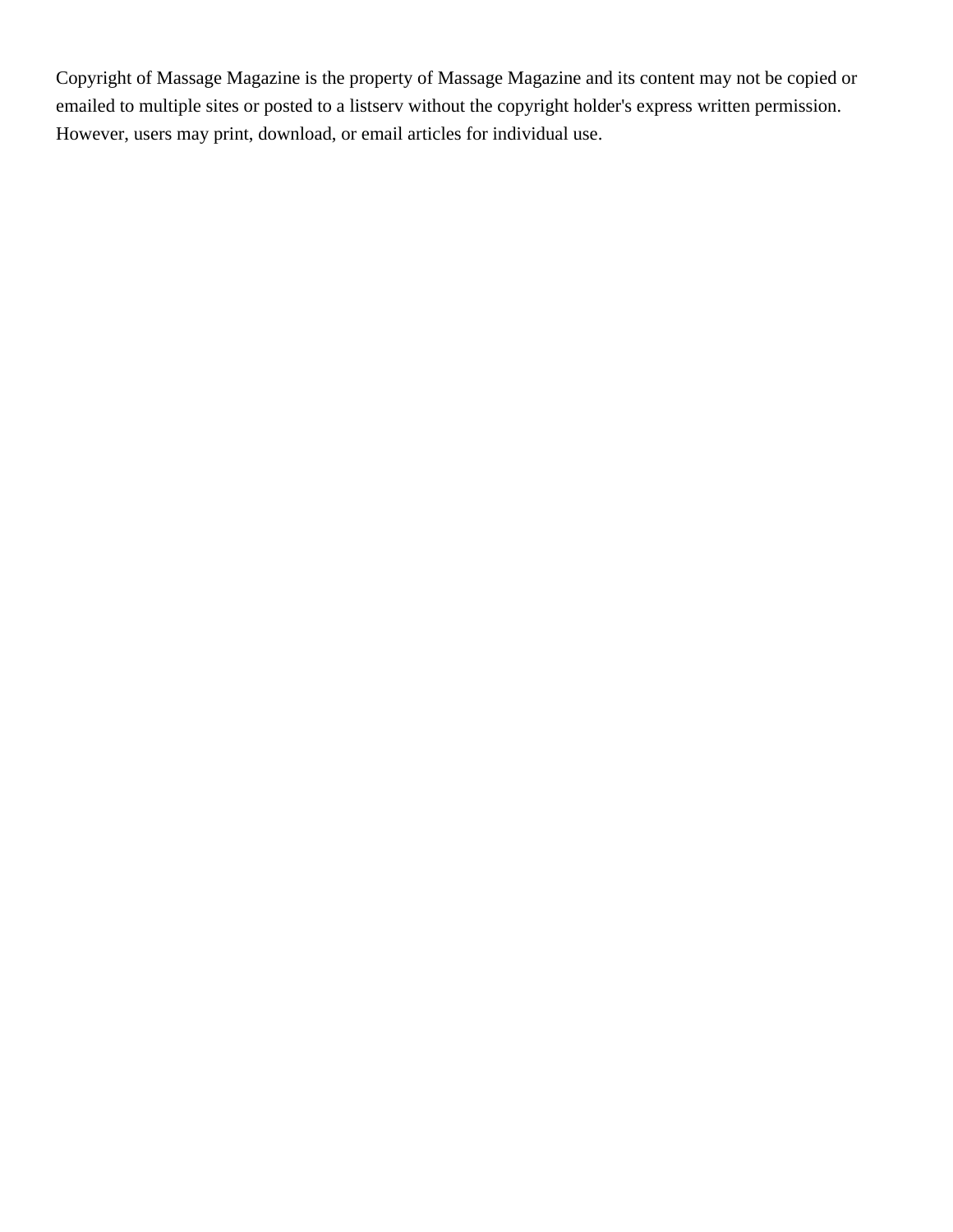Copyright of Massage Magazine is the property of Massage Magazine and its content may not be copied or emailed to multiple sites or posted to a listserv without the copyright holder's express written permission. However, users may print, download, or email articles for individual use.